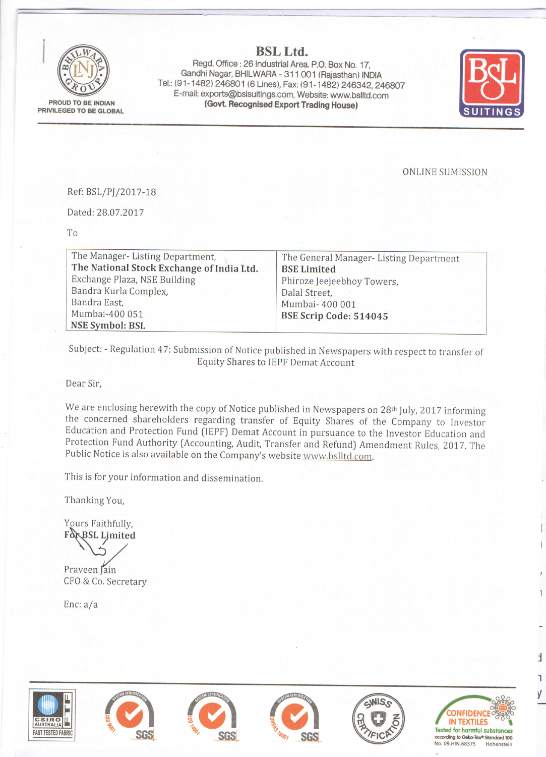PROUD TO BE INDIAN
PRIVILEGED TO BE GLOBAL

# BSL Ltd.

Regd. Office : 26 Industrial Area. P.O. Box No. 17,
Gandhi Nagar, BHILWARA - 311 001 (Rajasthan) INDIA
Tel.: (91-1482) 246801 (6 Lines), Fax: (91-1482) 246342, 246807
E-mail: exports@bslsuitings.com, Website: www.bslltd.com
**(Govt. Recognised Export Trading House)**

ONLINE SUMISSION

Ref: BSL/PJ/2017-18

Dated: 28.07.2017

To

| The Manager- Listing Department,<br>**The National Stock Exchange of India Ltd.**<br>Exchange Plaza, NSE Building<br>Bandra Kurla Complex,<br>Bandra East,<br>Mumbai-400 051<br>**NSE Symbol: BSL** | The General Manager- Listing Department<br>**BSE Limited**<br>Phiroze Jeejeebhoy Towers,<br>Dalal Street,<br>Mumbai- 400 001<br>**BSE Scrip Code: 514045** |
|---|---|

Subject: - Regulation 47: Submission of Notice published in Newspapers with respect to transfer of Equity Shares to IEPF Demat Account

Dear Sir,

We are enclosing herewith the copy of Notice published in Newspapers on 28th July, 2017 informing the concerned shareholders regarding transfer of Equity Shares of the Company to Investor Education and Protection Fund (IEPF) Demat Account in pursuance to the Investor Education and Protection Fund Authority (Accounting, Audit, Transfer and Refund) Amendment Rules, 2017. The Public Notice is also available on the Company's website www.bslltd.com.

This is for your information and dissemination.

Thanking You,

Yours Faithfully,
**For BSL Limited**

Praveen Jain
CFO & Co. Secretary

Enc: a/a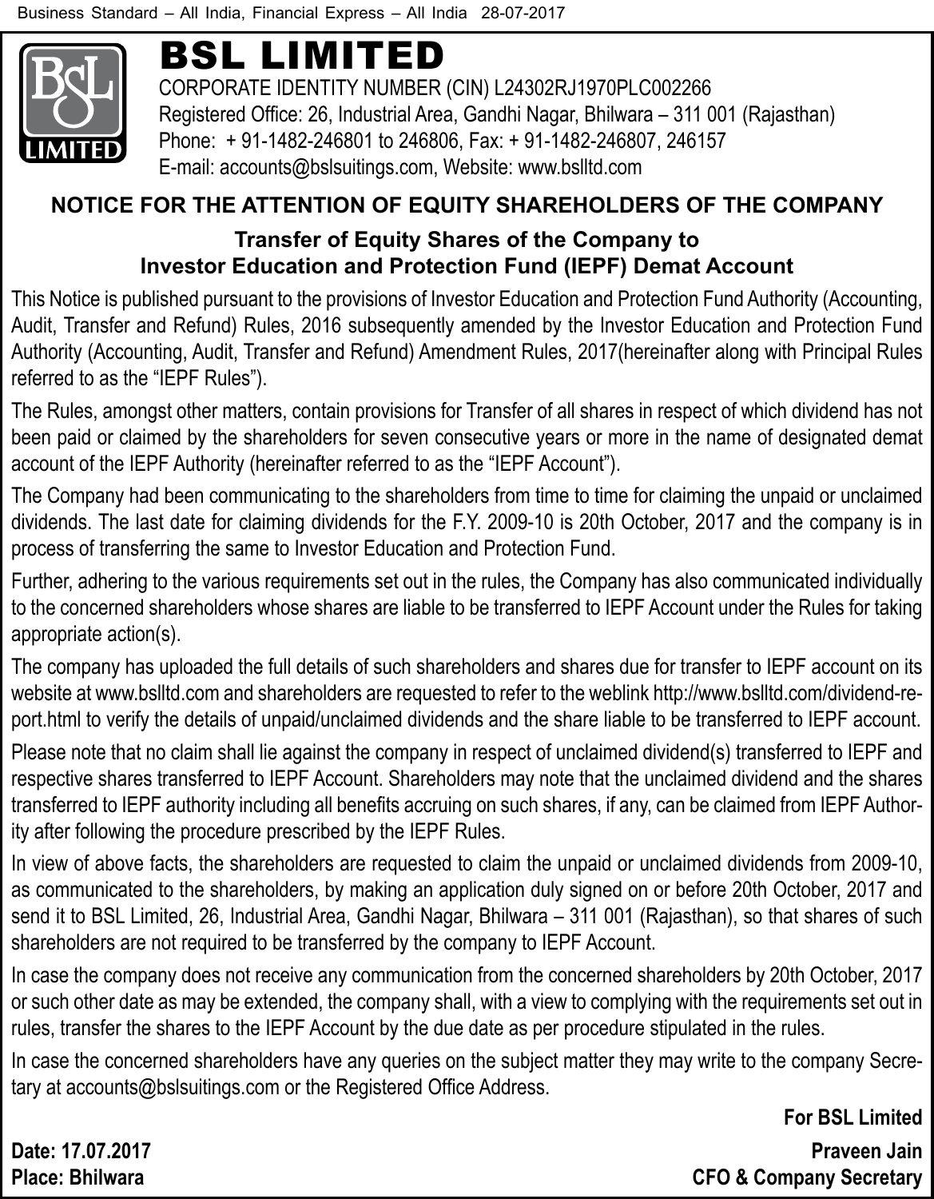Business Standard – All India, Financial Express – All India 28-07-2017

# BSL LIMITED

CORPORATE IDENTITY NUMBER (CIN) L24302RJ1970PLC002266
Registered Office: 26, Industrial Area, Gandhi Nagar, Bhilwara – 311 001 (Rajasthan)
Phone: + 91-1482-246801 to 246806, Fax: + 91-1482-246807, 246157
E-mail: accounts@bslsuitings.com, Website: www.bslltd.com

## NOTICE FOR THE ATTENTION OF EQUITY SHAREHOLDERS OF THE COMPANY

### Transfer of Equity Shares of the Company to Investor Education and Protection Fund (IEPF) Demat Account

This Notice is published pursuant to the provisions of Investor Education and Protection Fund Authority (Accounting, Audit, Transfer and Refund) Rules, 2016 subsequently amended by the Investor Education and Protection Fund Authority (Accounting, Audit, Transfer and Refund) Amendment Rules, 2017(hereinafter along with Principal Rules referred to as the "IEPF Rules").

The Rules, amongst other matters, contain provisions for Transfer of all shares in respect of which dividend has not been paid or claimed by the shareholders for seven consecutive years or more in the name of designated demat account of the IEPF Authority (hereinafter referred to as the "IEPF Account").

The Company had been communicating to the shareholders from time to time for claiming the unpaid or unclaimed dividends. The last date for claiming dividends for the F.Y. 2009-10 is 20th October, 2017 and the company is in process of transferring the same to Investor Education and Protection Fund.

Further, adhering to the various requirements set out in the rules, the Company has also communicated individually to the concerned shareholders whose shares are liable to be transferred to IEPF Account under the Rules for taking appropriate action(s).

The company has uploaded the full details of such shareholders and shares due for transfer to IEPF account on its website at www.bslltd.com and shareholders are requested to refer to the weblink http://www.bslltd.com/dividend-report.html to verify the details of unpaid/unclaimed dividends and the share liable to be transferred to IEPF account.

Please note that no claim shall lie against the company in respect of unclaimed dividend(s) transferred to IEPF and respective shares transferred to IEPF Account. Shareholders may note that the unclaimed dividend and the shares transferred to IEPF authority including all benefits accruing on such shares, if any, can be claimed from IEPF Authority after following the procedure prescribed by the IEPF Rules.

In view of above facts, the shareholders are requested to claim the unpaid or unclaimed dividends from 2009-10, as communicated to the shareholders, by making an application duly signed on or before 20th October, 2017 and send it to BSL Limited, 26, Industrial Area, Gandhi Nagar, Bhilwara – 311 001 (Rajasthan), so that shares of such shareholders are not required to be transferred by the company to IEPF Account.

In case the company does not receive any communication from the concerned shareholders by 20th October, 2017 or such other date as may be extended, the company shall, with a view to complying with the requirements set out in rules, transfer the shares to the IEPF Account by the due date as per procedure stipulated in the rules.

In case the concerned shareholders have any queries on the subject matter they may write to the company Secretary at accounts@bslsuitings.com or the Registered Office Address.

**For BSL Limited**

**Date: 17.07.2017**
**Place: Bhilwara**

**Praveen Jain**
**CFO & Company Secretary**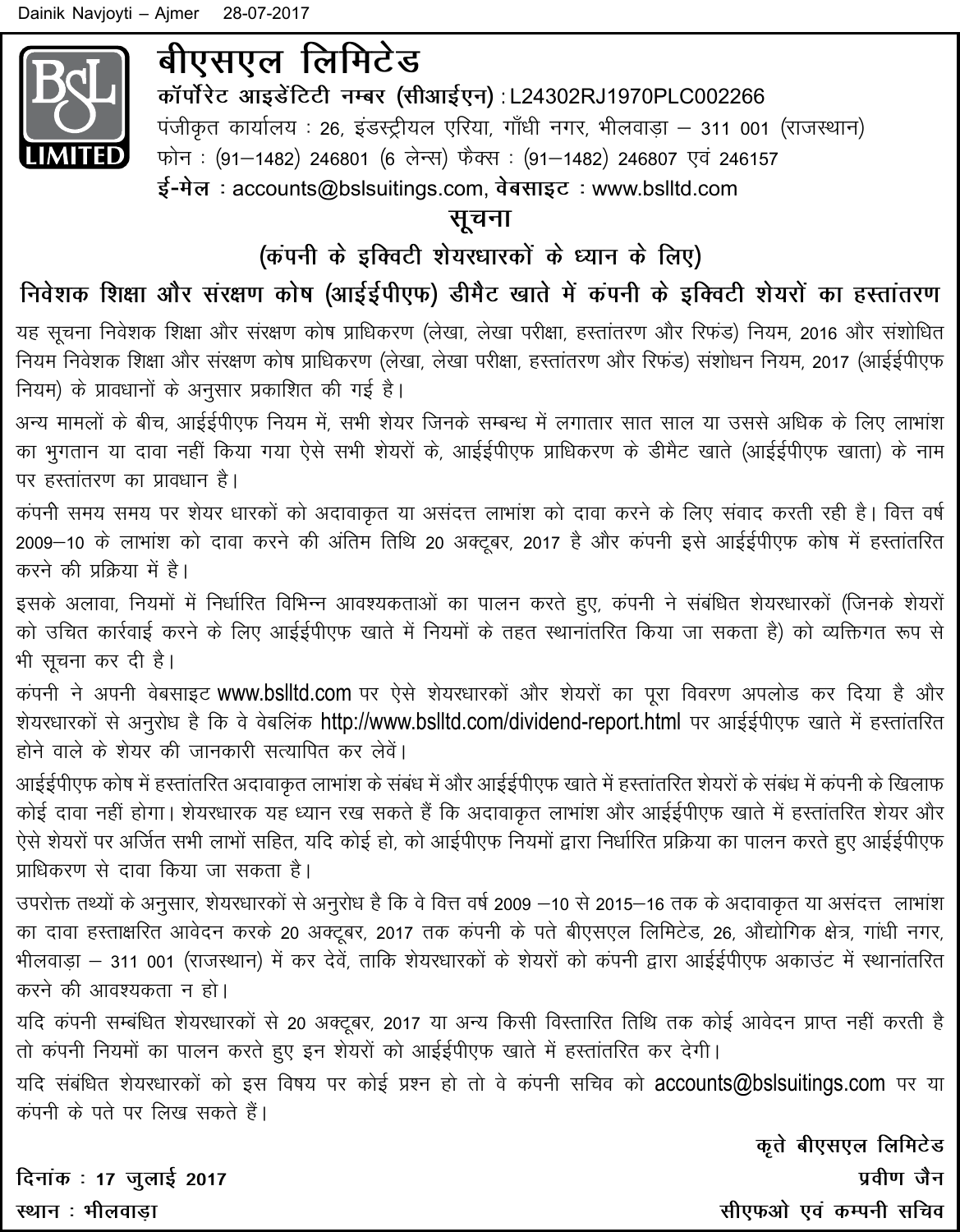Dainik Navjyoti – Ajmer 28-07-2017

# बीएसएल लिमिटेड

**कॉर्पोरेट आइडेंटिटी नम्बर (सीआईएन)** : L24302RJ1970PLC002266

पंजीकृत कार्यालय : 26, इंडस्ट्रीयल एरिया, गाँधी नगर, भीलवाड़ा – 311 001 (राजस्थान)

फोन : (91–1482) 246801 (6 लेन्स) फैक्स : (91–1482) 246807 एवं 246157

**ई-मेल** : accounts@bslsuitings.com, **वेबसाइट** : www.bslltd.com

## सूचना

### (कंपनी के इक्विटी शेयरधारकों के ध्यान के लिए)

### निवेशक शिक्षा और संरक्षण कोष (आईईपीएफ) डीमैट खाते में कंपनी के इक्विटी शेयरों का हस्तांतरण

यह सूचना निवेशक शिक्षा और संरक्षण कोष प्राधिकरण (लेखा, लेखा परीक्षा, हस्तांतरण और रिफंड) नियम, 2016 और संशोधित नियम निवेशक शिक्षा और संरक्षण कोष प्राधिकरण (लेखा, लेखा परीक्षा, हस्तांतरण और रिफंड) संशोधन नियम, 2017 (आईईपीएफ नियम) के प्रावधानों के अनुसार प्रकाशित की गई है।

अन्य मामलों के बीच, आईईपीएफ नियम में, सभी शेयर जिनके सम्बन्ध में लगातार सात साल या उससे अधिक के लिए लाभांश का भुगतान या दावा नहीं किया गया ऐसे सभी शेयरों के, आईईपीएफ प्राधिकरण के डीमैट खाते (आईईपीएफ खाता) के नाम पर हस्तांतरण का प्रावधान है।

कंपनी समय समय पर शेयर धारकों को अदावाकृत या असंदत्त लाभांश को दावा करने के लिए संवाद करती रही है। वित्त वर्ष 2009–10 के लाभांश को दावा करने की अंतिम तिथि 20 अक्टूबर, 2017 है और कंपनी इसे आईईपीएफ कोष में हस्तांतरित करने की प्रक्रिया में है।

इसके अलावा, नियमों में निर्धारित विभिन्न आवश्यकताओं का पालन करते हुए, कंपनी ने संबंधित शेयरधारकों (जिनके शेयरों को उचित कार्रवाई करने के लिए आईईपीएफ खाते में नियमों के तहत स्थानांतरित किया जा सकता है) को व्यक्तिगत रूप से भी सूचना कर दी है।

कंपनी ने अपनी वेबसाइट www.bslltd.com पर ऐसे शेयरधारकों और शेयरों का पूरा विवरण अपलोड कर दिया है और शेयरधारकों से अनुरोध है कि वे वेबलिंक http://www.bslltd.com/dividend-report.html पर आईईपीएफ खाते में हस्तांतरित होने वाले के शेयर की जानकारी सत्यापित कर लेवें।

आईईपीएफ कोष में हस्तांतरित अदावाकृत लाभांश के संबंध में और आईईपीएफ खाते में हस्तांतरित शेयरों के संबंध में कंपनी के खिलाफ कोई दावा नहीं होगा। शेयरधारक यह ध्यान रख सकते हैं कि अदावाकृत लाभांश और आईईपीएफ खाते में हस्तांतरित शेयर और ऐसे शेयरों पर अर्जित सभी लाभों सहित, यदि कोई हो, को आईपीएफ नियमों द्वारा निर्धारित प्रक्रिया का पालन करते हुए आईईपीएफ प्राधिकरण से दावा किया जा सकता है।

उपरोक्त तथ्यों के अनुसार, शेयरधारकों से अनुरोध है कि वे वित्त वर्ष 2009 –10 से 2015–16 तक के अदावाकृत या असंदत्त लाभांश का दावा हस्ताक्षरित आवेदन करके 20 अक्टूबर, 2017 तक कंपनी के पते बीएसएल लिमिटेड, 26, औद्योगिक क्षेत्र, गांधी नगर, भीलवाड़ा – 311 001 (राजस्थान) में कर देवें, ताकि शेयरधारकों के शेयरों को कंपनी द्वारा आईईपीएफ अकाउंट में स्थानांतरित करने की आवश्यकता न हो।

यदि कंपनी सम्बंधित शेयरधारकों से 20 अक्टूबर, 2017 या अन्य किसी विस्तारित तिथि तक कोई आवेदन प्राप्त नहीं करती है तो कंपनी नियमों का पालन करते हुए इन शेयरों को आईईपीएफ खाते में हस्तांतरित कर देगी।

यदि संबंधित शेयरधारकों को इस विषय पर कोई प्रश्न हो तो वे कंपनी सचिव को accounts@bslsuitings.com पर या कंपनी के पते पर लिख सकते हैं।

**कृते बीएसएल लिमिटेड**

**प्रवीण जैन**

**सीएफओ एवं कम्पनी सचिव**

**दिनांक : 17 जुलाई 2017**

**स्थान : भीलवाड़ा**